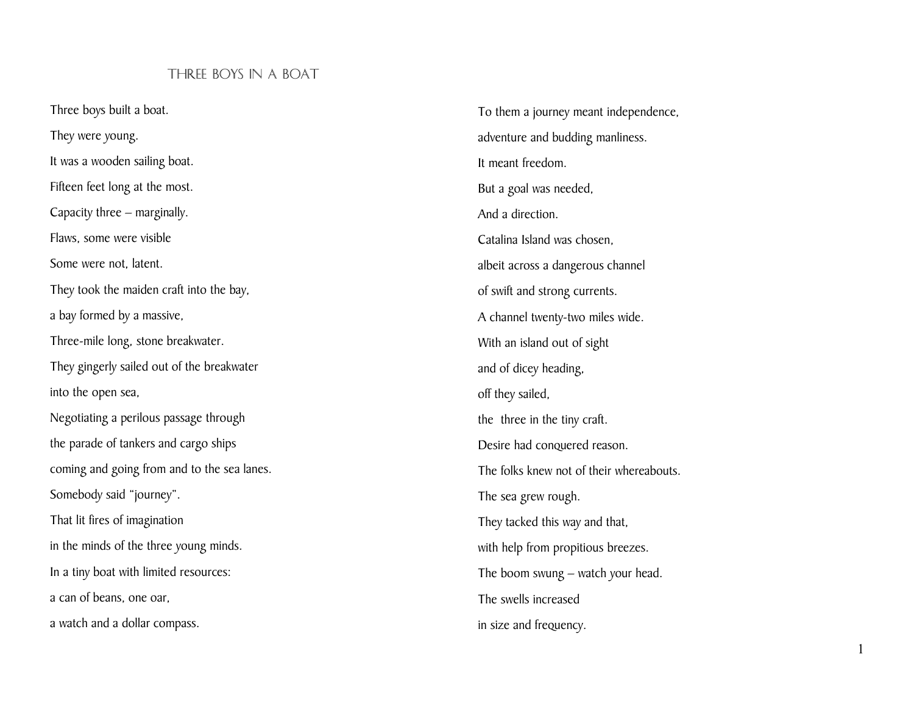## THREE BOYS IN A BOAT

Three boys built a boat.  
They were young.  
It was a wooden sailing boat.  
Fifteen feet long at the most.  
Capacity three – marginally.  
Flaws, some were visible  
Some were not, latent.  
They took the maiden craft into the bay,  
a bay formed by a massive,  
Three-mile long, stone breakwater.  
They gingerly sailed out of the breakwater  
into the open sea,  
Negotiating a perilous passage through  
the parade of tankers and cargo ships  
coming and going from and to the sea lanes.  
Somebody said "journey".  
That lit fires of imagination  
in the minds of the three young minds.  
In a tiny boat with limited resources:  
a can of beans, one oar,  
a watch and a dollar compass.

To them a journey meant independence,  
adventure and budding manliness.  
It meant freedom.  
But a goal was needed,  
And a direction.  
Catalina Island was chosen,  
albeit across a dangerous channel  
of swift and strong currents.  
A channel twenty-two miles wide.  
With an island out of sight  
and of dicey heading,  
off they sailed,  
the  three in the tiny craft.  
Desire had conquered reason.  
The folks knew not of their whereabouts.  
The sea grew rough.  
They tacked this way and that,  
with help from propitious breezes.  
The boom swung – watch your head.  
The swells increased  
in size and frequency.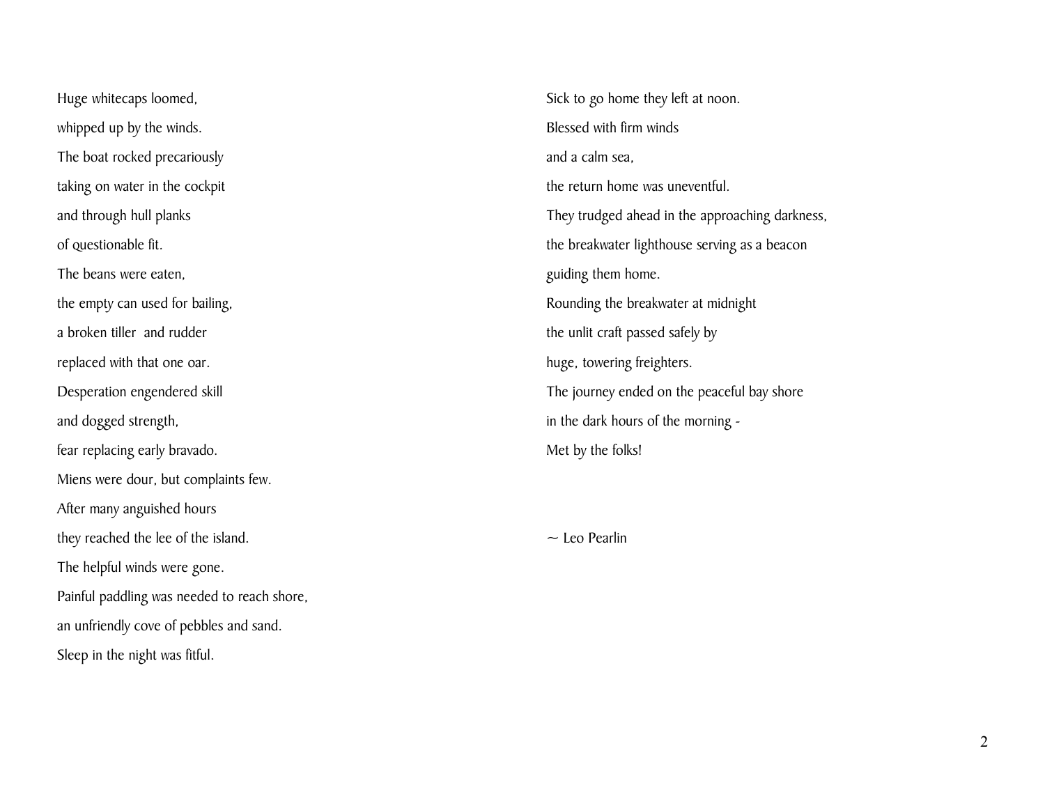Huge whitecaps loomed,
whipped up by the winds.
The boat rocked precariously
taking on water in the cockpit
and through hull planks
of questionable fit.
The beans were eaten,
the empty can used for bailing,
a broken tiller and rudder
replaced with that one oar.
Desperation engendered skill
and dogged strength,
fear replacing early bravado.
Miens were dour, but complaints few.
After many anguished hours
they reached the lee of the island.
The helpful winds were gone.
Painful paddling was needed to reach shore,
an unfriendly cove of pebbles and sand.
Sleep in the night was fitful.

Sick to go home they left at noon.
Blessed with firm winds
and a calm sea,
the return home was uneventful.
They trudged ahead in the approaching darkness,
the breakwater lighthouse serving as a beacon
guiding them home.
Rounding the breakwater at midnight
the unlit craft passed safely by
huge, towering freighters.
The journey ended on the peaceful bay shore
in the dark hours of the morning -
Met by the folks!

~ Leo Pearlin